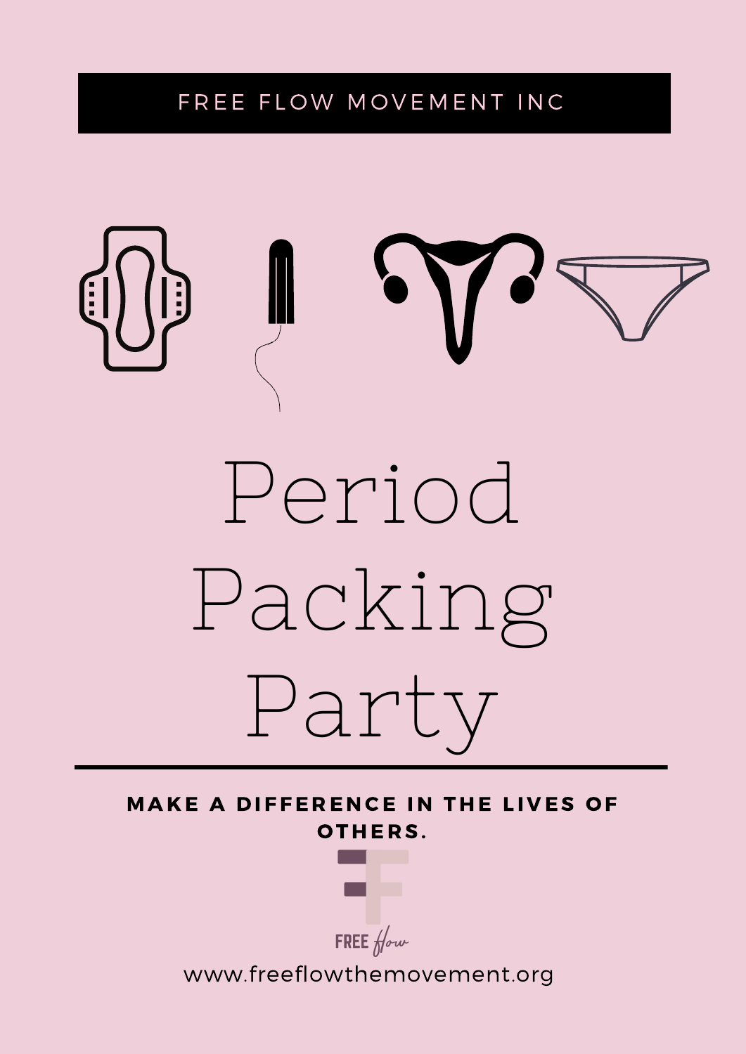FREE FLOW MOVEMENT INC

# Period Packing Party

**MAKE A DIFFERENCE IN THE LIVES OF OTHERS.**

FREE flow

www.freeflowthemovement.org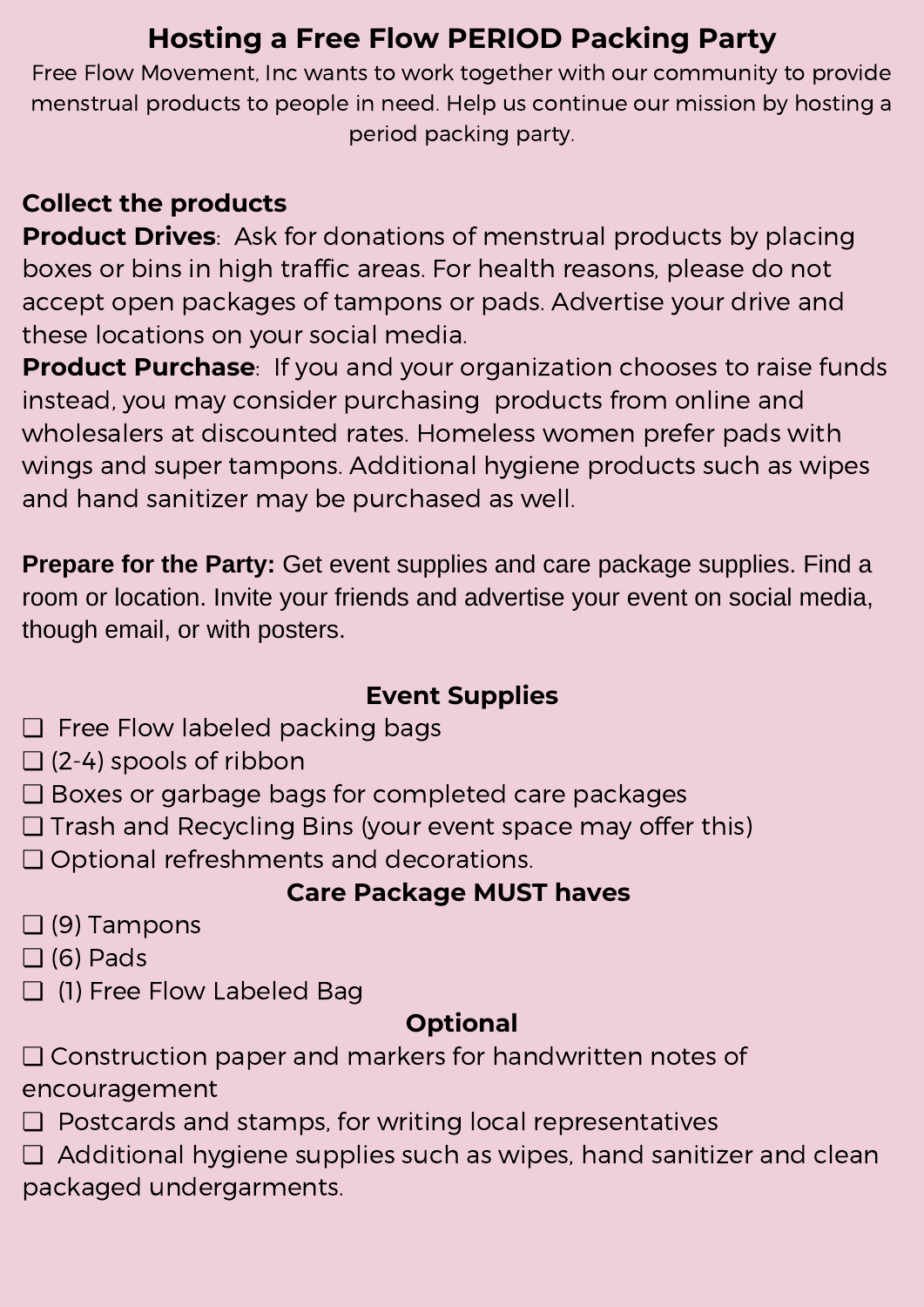# Hosting a Free Flow PERIOD Packing Party

Free Flow Movement, Inc wants to work together with our community to provide menstrual products to people in need. Help us continue our mission by hosting a period packing party.

**Collect the products**

**Product Drives**: Ask for donations of menstrual products by placing boxes or bins in high traffic areas. For health reasons, please do not accept open packages of tampons or pads. Advertise your drive and these locations on your social media.

**Product Purchase**: If you and your organization chooses to raise funds instead, you may consider purchasing products from online and wholesalers at discounted rates. Homeless women prefer pads with wings and super tampons. Additional hygiene products such as wipes and hand sanitizer may be purchased as well.

**Prepare for the Party:** Get event supplies and care package supplies. Find a room or location. Invite your friends and advertise your event on social media, though email, or with posters.

### Event Supplies

- ❑ Free Flow labeled packing bags
- ❑ (2-4) spools of ribbon
- ❑ Boxes or garbage bags for completed care packages
- ❑ Trash and Recycling Bins (your event space may offer this)
- ❑ Optional refreshments and decorations.

### Care Package MUST haves

- ❑ (9) Tampons
- ❑ (6) Pads
- ❑ (1) Free Flow Labeled Bag

### Optional

- ❑ Construction paper and markers for handwritten notes of encouragement
- ❑ Postcards and stamps, for writing local representatives
- ❑ Additional hygiene supplies such as wipes, hand sanitizer and clean packaged undergarments.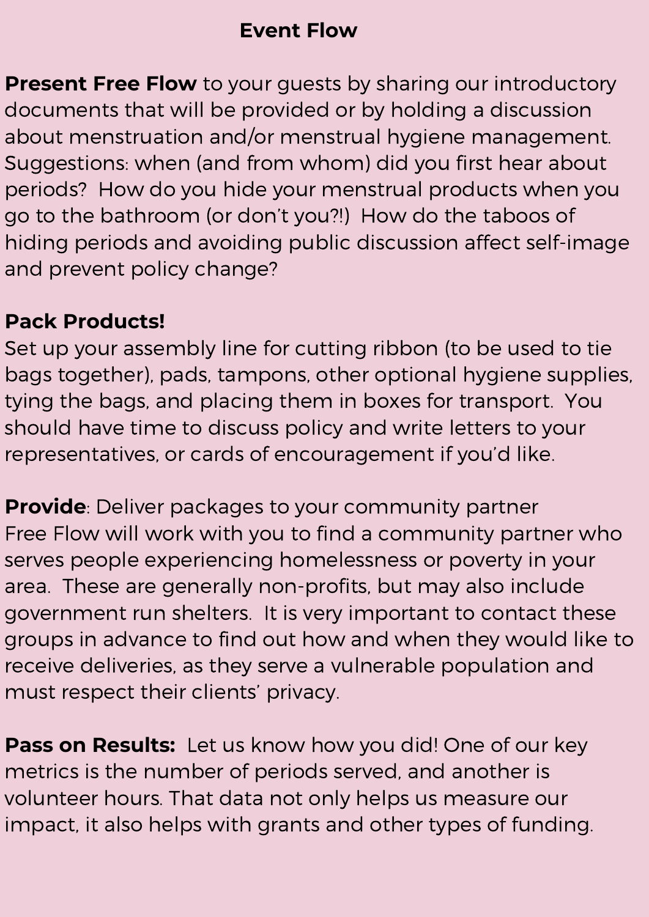## Event Flow

**Present Free Flow** to your guests by sharing our introductory documents that will be provided or by holding a discussion about menstruation and/or menstrual hygiene management. Suggestions: when (and from whom) did you first hear about periods? How do you hide your menstrual products when you go to the bathroom (or don't you?!) How do the taboos of hiding periods and avoiding public discussion affect self-image and prevent policy change?

**Pack Products!**
Set up your assembly line for cutting ribbon (to be used to tie bags together), pads, tampons, other optional hygiene supplies, tying the bags, and placing them in boxes for transport. You should have time to discuss policy and write letters to your representatives, or cards of encouragement if you'd like.

**Provide**: Deliver packages to your community partner
Free Flow will work with you to find a community partner who serves people experiencing homelessness or poverty in your area. These are generally non-profits, but may also include government run shelters. It is very important to contact these groups in advance to find out how and when they would like to receive deliveries, as they serve a vulnerable population and must respect their clients' privacy.

**Pass on Results:** Let us know how you did! One of our key metrics is the number of periods served, and another is volunteer hours. That data not only helps us measure our impact, it also helps with grants and other types of funding.